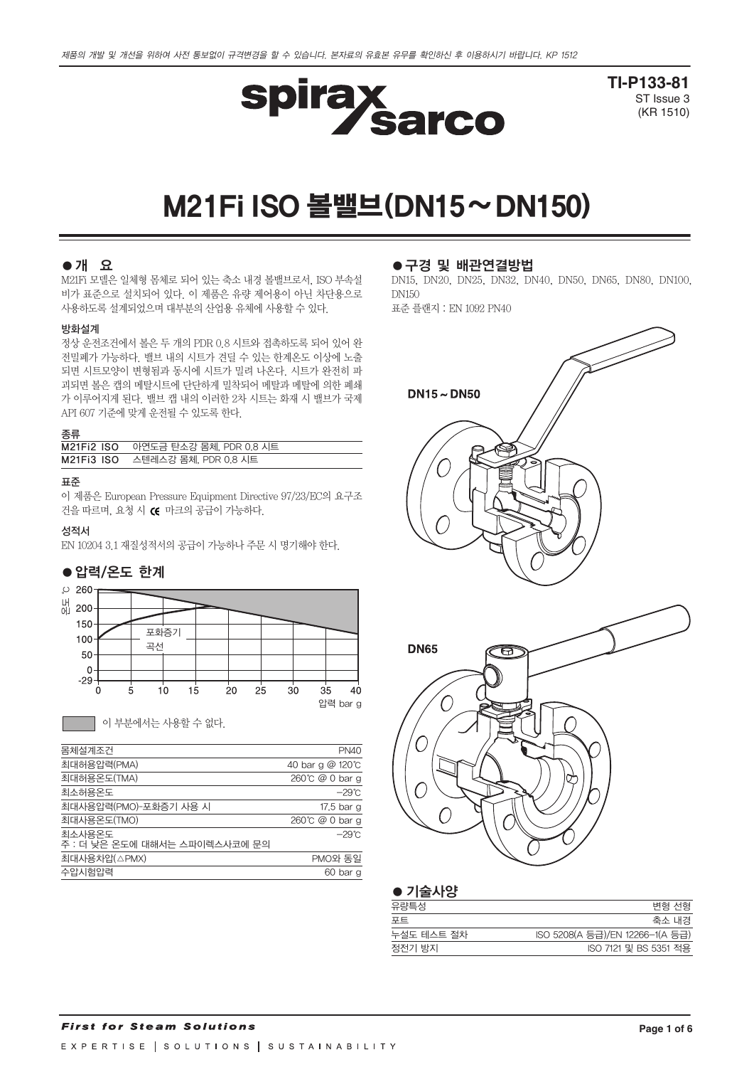제품의 개발 및 개선을 위하여 사전 통보없이 규격변경을 할 수 있습니다. 본자료의 유효본 유무를 확인하신 후 이용하시기 바랍니다. KP 1512

**TI-P133-81**
ST Issue 3
(KR 1510)

# M21Fi ISO 볼밸브(DN15～DN150)

## ● 개 요

M21Fi 모델은 일체형 몸체로 되어 있는 축소 내경 볼밸브로서, ISO 부속설비가 표준으로 설치되어 있다. 이 제품은 유량 제어용이 아닌 차단용으로 사용하도록 설계되었으며 대부분의 산업용 유체에 사용할 수 있다.

### 방화설계

정상 운전조건에서 볼은 두 개의 PDR 0.8 시트와 접촉하도록 되어 있어 완전밀폐가 가능하다. 밸브 내의 시트가 견딜 수 있는 한계온도 이상에 노출되면 시트모양이 변형됨과 동시에 시트가 밀려 나온다. 시트가 완전히 파괴되면 볼은 캡의 메탈시트에 단단하게 밀착되어 메탈과 메탈에 의한 폐쇄가 이루어지게 된다. 밸브 캡 내의 이러한 2차 시트는 화재 시 밸브가 국제 API 607 기준에 맞게 운전될 수 있도록 한다.

### 종류

| | |
|---|---|
| **M21Fi2 ISO** | 아연도금 탄소강 몸체, PDR 0.8 시트 |
| **M21Fi3 ISO** | 스텐레스강 몸체, PDR 0.8 시트 |

### 표준

이 제품은 European Pressure Equipment Directive 97/23/EC의 요구조건을 따르며, 요청 시 CE 마크의 공급이 가능하다.

### 성적서

EN 10204 3.1 재질성적서의 공급이 가능하나 주문 시 명기해야 한다.

## ● 압력/온도 한계

온도 ℃ (260, 200, 150, 100, 50, 0, -29)
압력 bar g (0, 5, 10, 15, 20, 25, 30, 35, 40)
포화증기 곡선

이 부분에서는 사용할 수 없다.

| | |
|---|---|
| 몸체설계조건 | PN40 |
| 최대허용압력(PMA) | 40 bar g @ 120℃ |
| 최대허용온도(TMA) | 260℃ @ 0 bar g |
| 최소허용온도 | −29℃ |
| 최대사용압력(PMO)-포화증기 사용 시 | 17.5 bar g |
| 최대사용온도(TMO) | 260℃ @ 0 bar g |
| 최소사용온도<br>주 : 더 낮은 온도에 대해서는 스파이렉스사코에 문의 | −29℃ |
| 최대사용차압(△PMX) | PMO와 동일 |
| 수압시험압력 | 60 bar g |

## ● 구경 및 배관연결방법

DN15, DN20, DN25, DN32, DN40, DN50, DN65, DN80, DN100, DN150

표준 플랜지 : EN 1092 PN40

DN15 ~ DN50

DN65

## ● 기술사양

| | |
|---|---|
| 유량특성 | 변형 선형 |
| 포트 | 축소 내경 |
| 누설도 테스트 절차 | ISO 5208(A 등급)/EN 12266-1(A 등급) |
| 정전기 방지 | ISO 7121 및 BS 5351 적용 |

*First for Steam Solutions*

EXPERTISE | SOLUTIONS | SUSTAINABILITY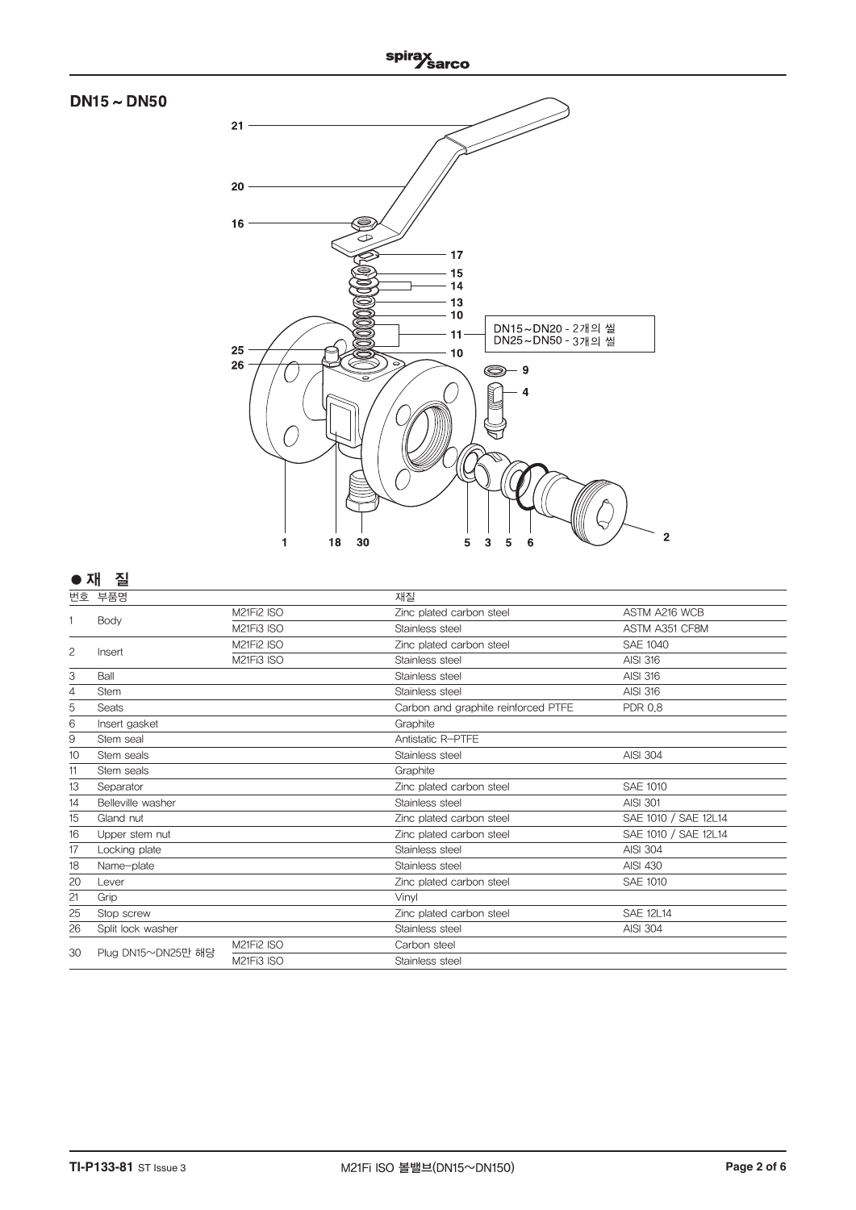## DN15 ~ DN50

DN15~DN20 - 2개의 씰
DN25~DN50 - 3개의 씰

## ● 재 질

| 번호 | 부품명 | | 재질 | |
|---|---|---|---|---|
| 1 | Body | M21Fi2 ISO | Zinc plated carbon steel | ASTM A216 WCB |
| | | M21Fi3 ISO | Stainless steel | ASTM A351 CF8M |
| 2 | Insert | M21Fi2 ISO | Zinc plated carbon steel | SAE 1040 |
| | | M21Fi3 ISO | Stainless steel | AISI 316 |
| 3 | Ball | | Stainless steel | AISI 316 |
| 4 | Stem | | Stainless steel | AISI 316 |
| 5 | Seats | | Carbon and graphite reinforced PTFE | PDR 0.8 |
| 6 | Insert gasket | | Graphite | |
| 9 | Stem seal | | Antistatic R-PTFE | |
| 10 | Stem seals | | Stainless steel | AISI 304 |
| 11 | Stem seals | | Graphite | |
| 13 | Separator | | Zinc plated carbon steel | SAE 1010 |
| 14 | Belleville washer | | Stainless steel | AISI 301 |
| 15 | Gland nut | | Zinc plated carbon steel | SAE 1010 / SAE 12L14 |
| 16 | Upper stem nut | | Zinc plated carbon steel | SAE 1010 / SAE 12L14 |
| 17 | Locking plate | | Stainless steel | AISI 304 |
| 18 | Name-plate | | Stainless steel | AISI 430 |
| 20 | Lever | | Zinc plated carbon steel | SAE 1010 |
| 21 | Grip | | Vinyl | |
| 25 | Stop screw | | Zinc plated carbon steel | SAE 12L14 |
| 26 | Split lock washer | | Stainless steel | AISI 304 |
| 30 | Plug DN15~DN25만 해당 | M21Fi2 ISO | Carbon steel | |
| | | M21Fi3 ISO | Stainless steel | |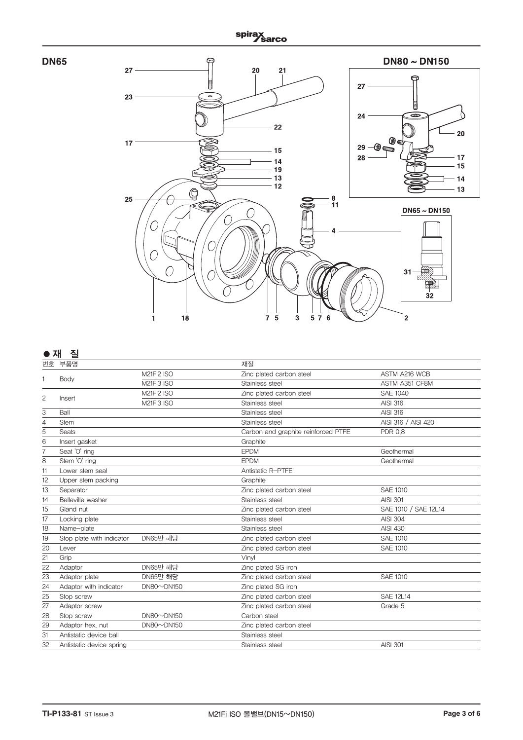## DN65

## DN80 ~ DN150

## DN65 ~ DN150

## ● 재 질

| 번호 | 부품명 | | 재질 | |
|---|---|---|---|---|
| 1 | Body | M21Fi2 ISO | Zinc plated carbon steel | ASTM A216 WCB |
| | | M21Fi3 ISO | Stainless steel | ASTM A351 CF8M |
| 2 | Insert | M21Fi2 ISO | Zinc plated carbon steel | SAE 1040 |
| | | M21Fi3 ISO | Stainless steel | AISI 316 |
| 3 | Ball | | Stainless steel | AISI 316 |
| 4 | Stem | | Stainless steel | AISI 316 / AISI 420 |
| 5 | Seats | | Carbon and graphite reinforced PTFE | PDR 0,8 |
| 6 | Insert gasket | | Graphite | |
| 7 | Seat 'O' ring | | EPDM | Geothermal |
| 8 | Stem 'O' ring | | EPDM | Geothermal |
| 11 | Lower stem seal | | Antistatic R-PTFE | |
| 12 | Upper stem packing | | Graphite | |
| 13 | Separator | | Zinc plated carbon steel | SAE 1010 |
| 14 | Belleville washer | | Stainless steel | AISI 301 |
| 15 | Gland nut | | Zinc plated carbon steel | SAE 1010 / SAE 12L14 |
| 17 | Locking plate | | Stainless steel | AISI 304 |
| 18 | Name-plate | | Stainless steel | AISI 430 |
| 19 | Stop plate with indicator | DN65만 해당 | Zinc plated carbon steel | SAE 1010 |
| 20 | Lever | | Zinc plated carbon steel | SAE 1010 |
| 21 | Grip | | Vinyl | |
| 22 | Adaptor | DN65만 해당 | Zinc plated SG iron | |
| 23 | Adaptor plate | DN65만 해당 | Zinc plated carbon steel | SAE 1010 |
| 24 | Adaptor with indicator | DN80~DN150 | Zinc plated SG iron | |
| 25 | Stop screw | | Zinc plated carbon steel | SAE 12L14 |
| 27 | Adaptor screw | | Zinc plated carbon steel | Grade 5 |
| 28 | Stop screw | DN80~DN150 | Carbon steel | |
| 29 | Adaptor hex. nut | DN80~DN150 | Zinc plated carbon steel | |
| 31 | Antistatic device ball | | Stainless steel | |
| 32 | Antistatic device spring | | Stainless steel | AISI 301 |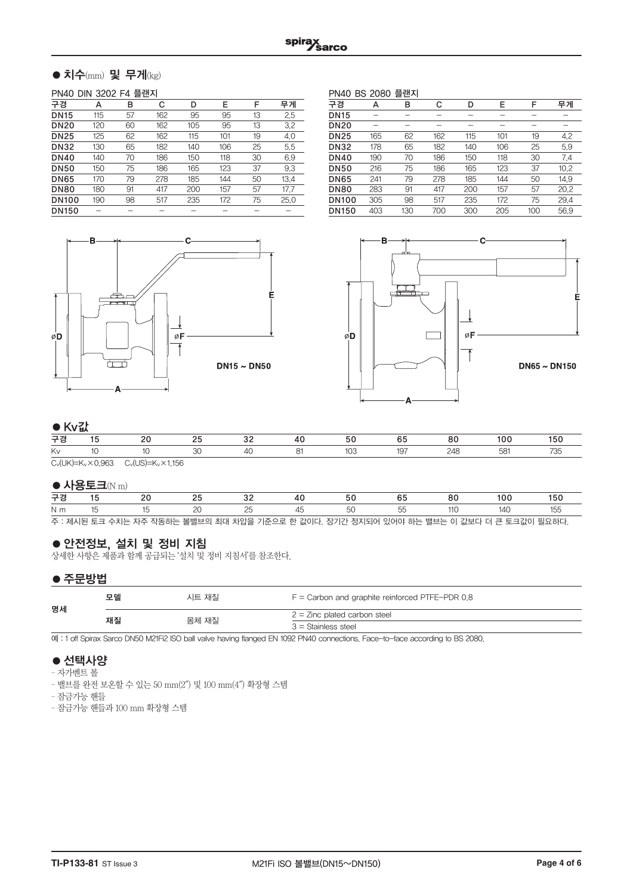## ● 치수(mm) 및 무게(kg)

PN40 DIN 3202 F4 플랜지

| 구경 | A | B | C | D | E | F | 무게 |
|---|---|---|---|---|---|---|---|
| DN15 | 115 | 57 | 162 | 95 | 95 | 13 | 2.5 |
| DN20 | 120 | 60 | 162 | 105 | 95 | 13 | 3.2 |
| DN25 | 125 | 62 | 162 | 115 | 101 | 19 | 4.0 |
| DN32 | 130 | 65 | 182 | 140 | 106 | 25 | 5.5 |
| DN40 | 140 | 70 | 186 | 150 | 118 | 30 | 6.9 |
| DN50 | 150 | 75 | 186 | 165 | 123 | 37 | 9.3 |
| DN65 | 170 | 79 | 278 | 185 | 144 | 50 | 13.4 |
| DN80 | 180 | 91 | 417 | 200 | 157 | 57 | 17.7 |
| DN100 | 190 | 98 | 517 | 235 | 172 | 75 | 25.0 |
| DN150 | – | – | – | – | – | – | – |

PN40 BS 2080 플랜지

| 구경 | A | B | C | D | E | F | 무게 |
|---|---|---|---|---|---|---|---|
| DN15 | – | – | – | – | – | – | – |
| DN20 | – | – | – | – | – | – | – |
| DN25 | 165 | 62 | 162 | 115 | 101 | 19 | 4.2 |
| DN32 | 178 | 65 | 182 | 140 | 106 | 25 | 5.9 |
| DN40 | 190 | 70 | 186 | 150 | 118 | 30 | 7.4 |
| DN50 | 216 | 75 | 186 | 165 | 123 | 37 | 10.2 |
| DN65 | 241 | 79 | 278 | 185 | 144 | 50 | 14.9 |
| DN80 | 283 | 91 | 417 | 200 | 157 | 57 | 20.2 |
| DN100 | 305 | 98 | 517 | 235 | 172 | 75 | 29.4 |
| DN150 | 403 | 130 | 700 | 300 | 205 | 100 | 56.9 |

DN15 ~ DN50

DN65 ~ DN150

## ● Kv값

| 구경 | 15 | 20 | 25 | 32 | 40 | 50 | 65 | 80 | 100 | 150 |
|---|---|---|---|---|---|---|---|---|---|---|
| Kv | 10 | 10 | 30 | 40 | 81 | 103 | 197 | 248 | 581 | 735 |

$C_v(UK)=K_v \times 0.963$ $C_v(US)=K_v \times 1.156$

## ● 사용토크(N m)

| 구경 | 15 | 20 | 25 | 32 | 40 | 50 | 65 | 80 | 100 | 150 |
|---|---|---|---|---|---|---|---|---|---|---|
| N m | 15 | 15 | 20 | 25 | 45 | 50 | 55 | 110 | 140 | 155 |

주 : 제시된 토크 수치는 자주 작동하는 볼밸브의 최대 차압을 기준으로 한 값이다. 장기간 정지되어 있어야 하는 밸브는 이 값보다 더 큰 토크값이 필요하다.

## ● 안전정보, 설치 및 정비 지침

상세한 사항은 제품과 함께 공급되는 '설치 및 정비 지침서'를 참조한다.

## ● 주문방법

| 명세 | | | |
|---|---|---|---|
| | 모델 | 시트 재질 | F = Carbon and graphite reinforced PTFE-PDR 0.8 |
| | 재질 | 몸체 재질 | 2 = Zinc plated carbon steel |
| | | | 3 = Stainless steel |

예 : 1 off Spirax Sarco DN50 M21Fi2 ISO ball valve having flanged EN 1092 PN40 connections. Face-to-face according to BS 2080.

## ● 선택사양

- 자가벤트 볼
- 밸브를 완전 보온할 수 있는 50 mm(2") 및 100 mm(4") 확장형 스템
- 잠금가능 핸들
- 잠금가능 핸들과 100 mm 확장형 스템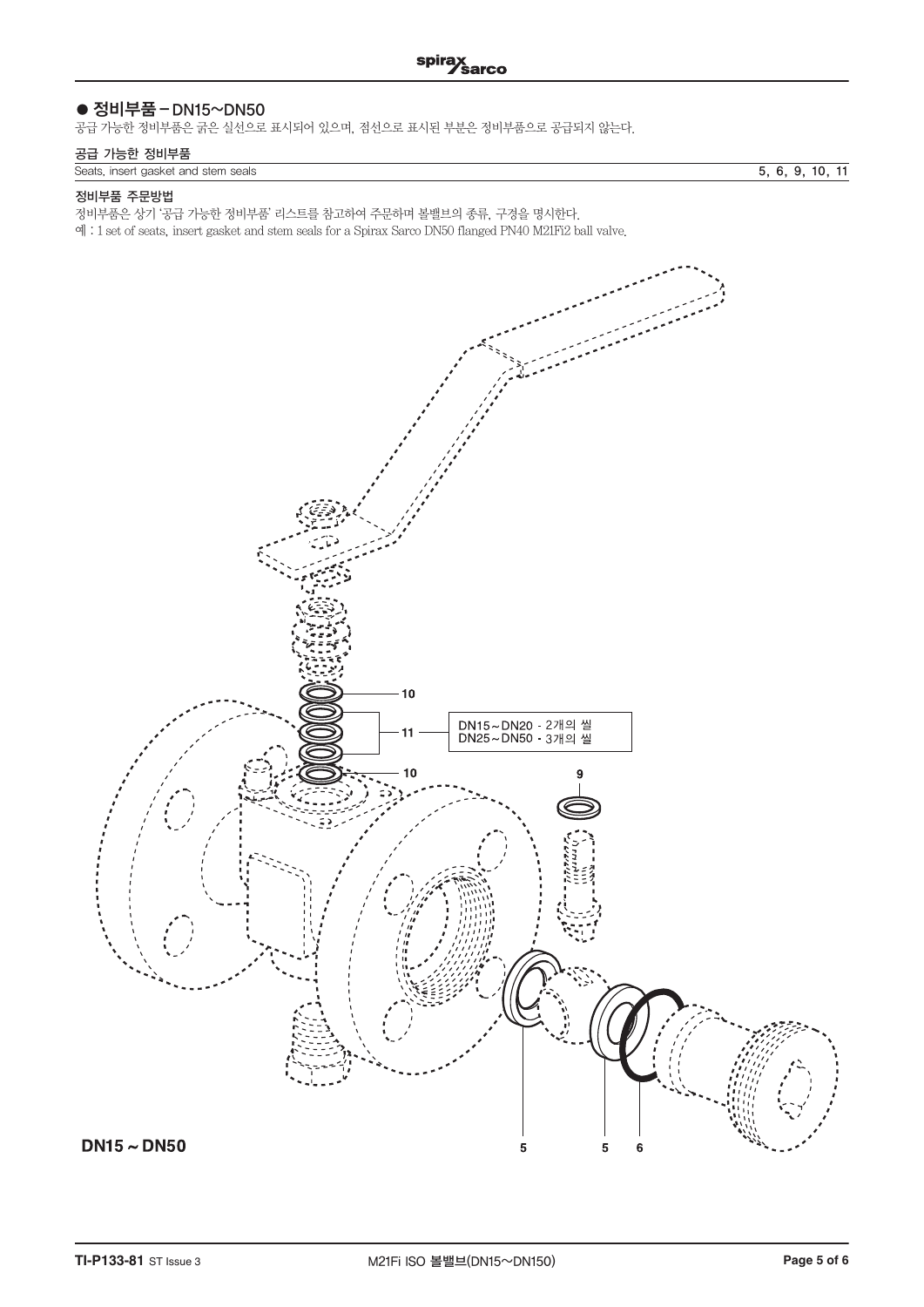## ● 정비부품 – DN15~DN50

공급 가능한 정비부품은 굵은 실선으로 표시되어 있으며, 점선으로 표시된 부분은 정비부품으로 공급되지 않는다.

### 공급 가능한 정비부품

| | |
|---|---|
| Seats, insert gasket and stem seals | 5, 6, 9, 10, 11 |

### 정비부품 주문방법

정비부품은 상기 '공급 가능한 정비부품' 리스트를 참고하여 주문하며 볼밸브의 종류, 구경을 명시한다.

예 : 1 set of seats, insert gasket and stem seals for a Spirax Sarco DN50 flanged PN40 M21Fi2 ball valve.

10

11 — DN15~DN20 - 2개의 씰, DN25~DN50 - 3개의 씰

10

9

5 5 6

**DN15 ~ DN50**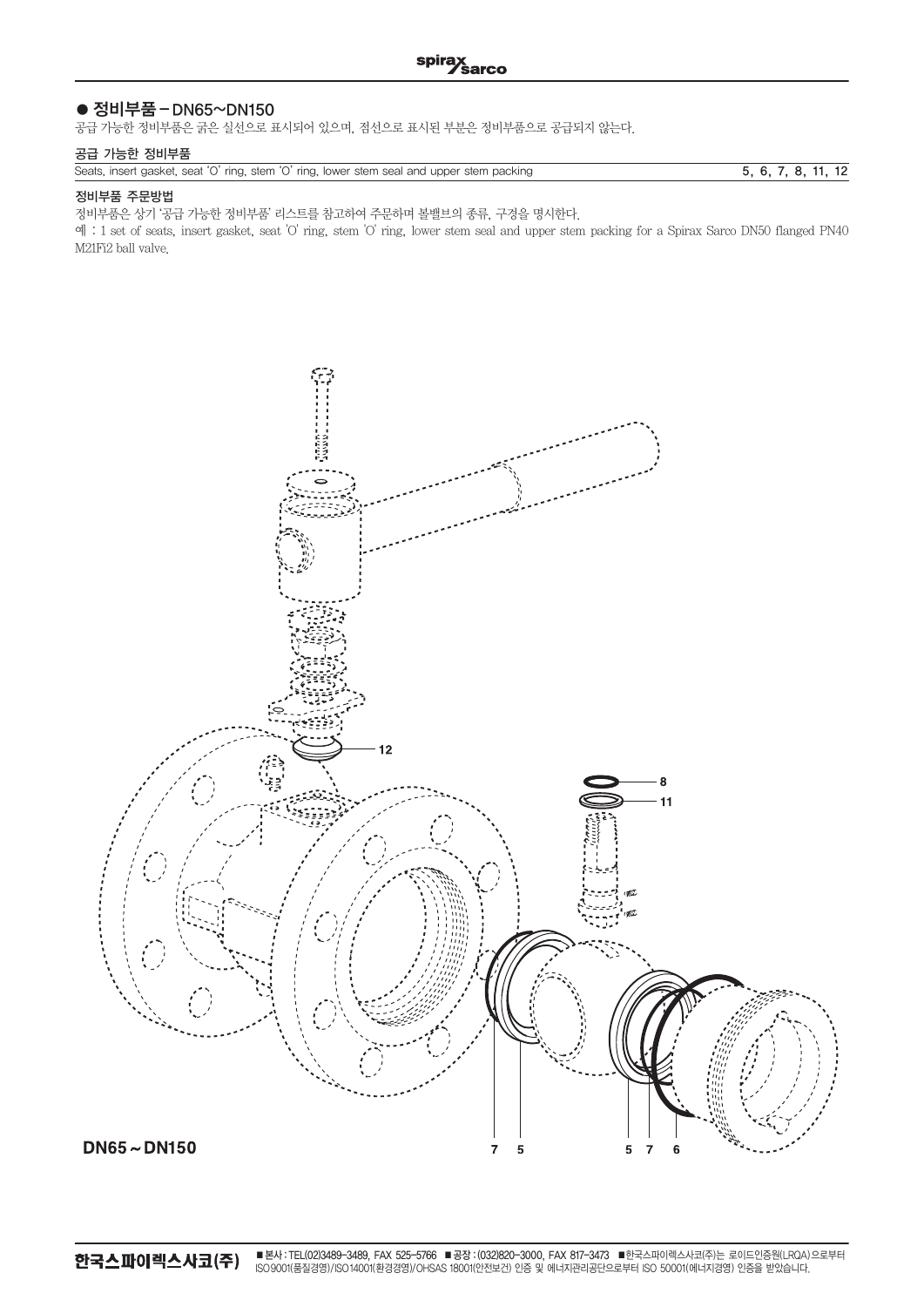## ● 정비부품 – DN65~DN150

공급 가능한 정비부품은 굵은 실선으로 표시되어 있으며, 점선으로 표시된 부분은 정비부품으로 공급되지 않는다.

### 공급 가능한 정비부품

| | |
|---|---|
| Seats, insert gasket, seat 'O' ring, stem 'O' ring, lower stem seal and upper stem packing | 5, 6, 7, 8, 11, 12 |

### 정비부품 주문방법

정비부품은 상기 '공급 가능한 정비부품' 리스트를 참고하여 주문하며 볼밸브의 종류, 구경을 명시한다.

예 : 1 set of seats, insert gasket, seat 'O' ring, stem 'O' ring, lower stem seal and upper stem packing for a Spirax Sarco DN50 flanged PN40 M21Fi2 ball valve.

12

8

11

7 5

5 7 6

**DN65 ~ DN150**

**한국스파이렉스사코(주)** ■본사 : TEL(02)3489-3489, FAX 525-5766 ■공장 : (032)820-3000, FAX 817-3473 ■한국스파이렉스사코(주)는 로이드인증원(LRQA)으로부터 ISO9001(품질경영)/ISO14001(환경경영)/OHSAS 18001(안전보건) 인증 및 에너지관리공단으로부터 ISO 50001(에너지경영) 인증을 받았습니다.